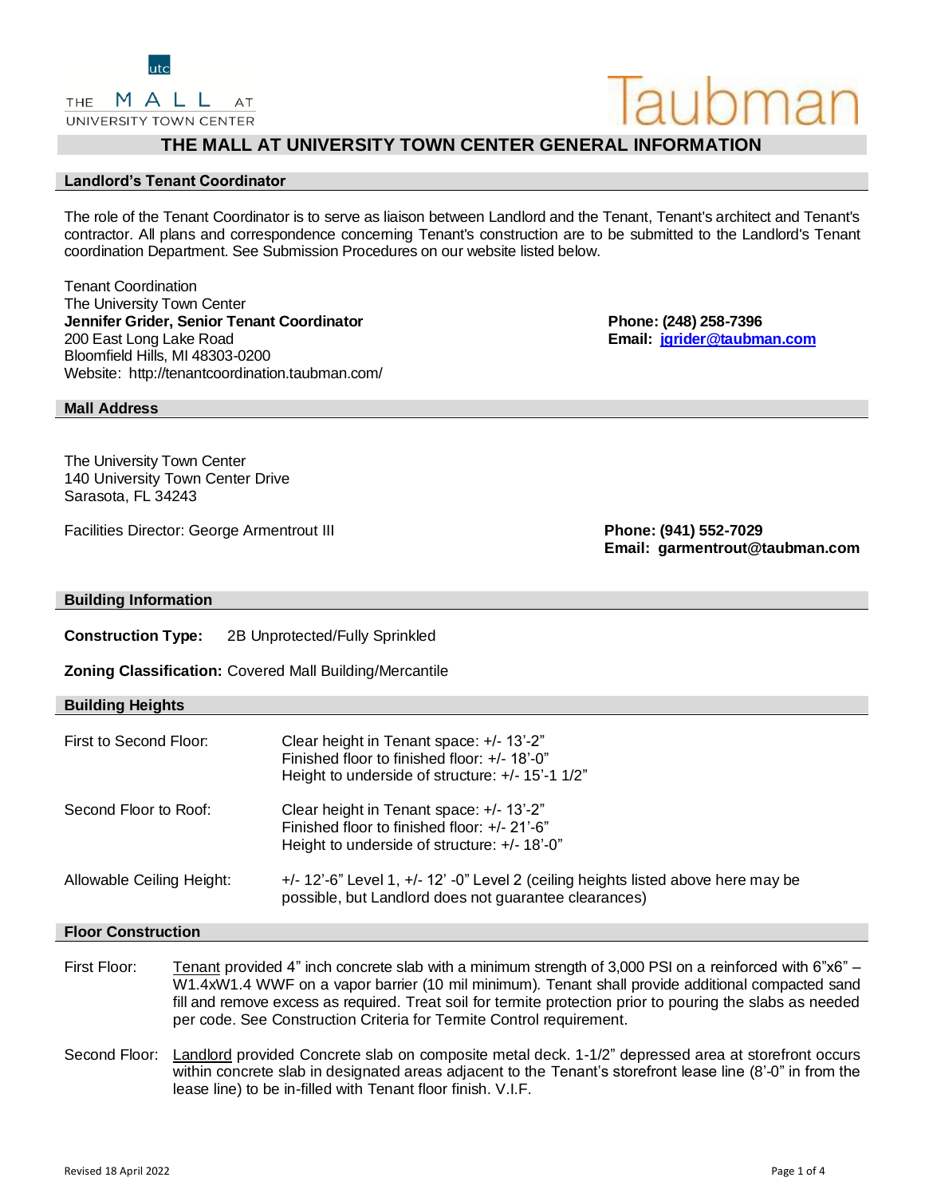# THE MALL AT UNIVERSITY TOWN CENTER GENERAL INFORMATION

## Landlord's Tenant Coordinator

The role of the Tenant Coordinator is to serve as liaison between Landlord and the Tenant, Tenant's architect and Tenant's contractor. All plans and correspondence concerning Tenant's construction are to be submitted to the Landlord's Tenant coordination Department. See Submission Procedures on our website listed below.

Tenant Coordination
The University Town Center
**Jennifer Grider, Senior Tenant Coordinator**
200 East Long Lake Road
Bloomfield Hills, MI 48303-0200
Website: http://tenantcoordination.taubman.com/

**Phone: (248) 258-7396**
**Email: jgrider@taubman.com**

## Mall Address

The University Town Center
140 University Town Center Drive
Sarasota, FL 34243

Facilities Director: George Armentrout III

**Phone: (941) 552-7029**
**Email: garmentrout@taubman.com**

## Building Information

**Construction Type:** 2B Unprotected/Fully Sprinkled

**Zoning Classification:** Covered Mall Building/Mercantile

## Building Heights

First to Second Floor:
- Clear height in Tenant space: +/- 13'-2"
- Finished floor to finished floor: +/- 18'-0"
- Height to underside of structure: +/- 15'-1 1/2"

Second Floor to Roof:
- Clear height in Tenant space: +/- 13'-2"
- Finished floor to finished floor: +/- 21'-6"
- Height to underside of structure: +/- 18'-0"

Allowable Ceiling Height: +/- 12'-6" Level 1, +/- 12' -0" Level 2 (ceiling heights listed above here may be possible, but Landlord does not guarantee clearances)

## Floor Construction

First Floor: Tenant provided 4" inch concrete slab with a minimum strength of 3,000 PSI on a reinforced with 6"x6" – W1.4xW1.4 WWF on a vapor barrier (10 mil minimum). Tenant shall provide additional compacted sand fill and remove excess as required. Treat soil for termite protection prior to pouring the slabs as needed per code. See Construction Criteria for Termite Control requirement.

Second Floor: Landlord provided Concrete slab on composite metal deck. 1-1/2" depressed area at storefront occurs within concrete slab in designated areas adjacent to the Tenant's storefront lease line (8'-0" in from the lease line) to be in-filled with Tenant floor finish. V.I.F.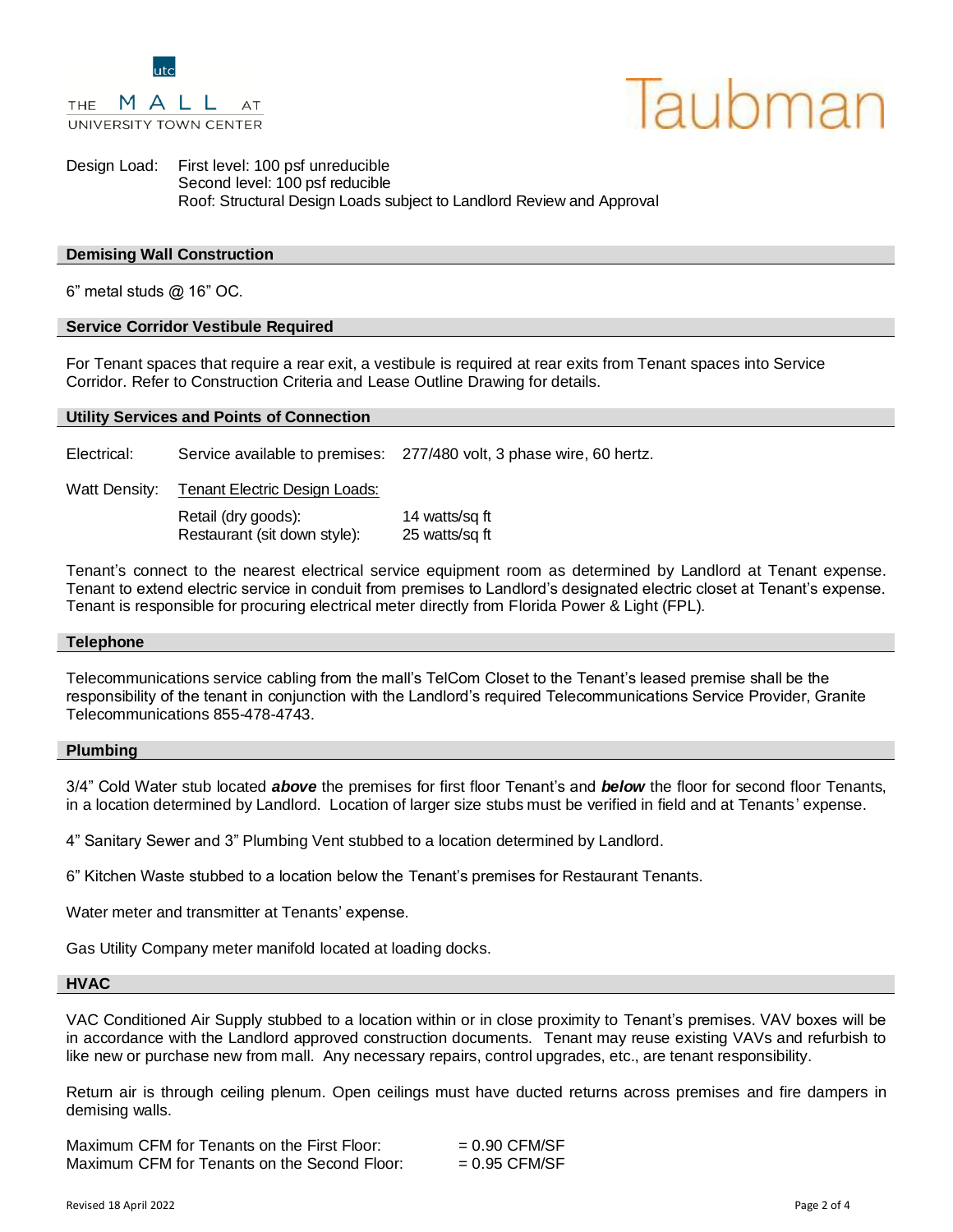Design Load: First level: 100 psf unreducible
Second level: 100 psf reducible
Roof: Structural Design Loads subject to Landlord Review and Approval

## Demising Wall Construction

6" metal studs @ 16" OC.

## Service Corridor Vestibule Required

For Tenant spaces that require a rear exit, a vestibule is required at rear exits from Tenant spaces into Service Corridor. Refer to Construction Criteria and Lease Outline Drawing for details.

## Utility Services and Points of Connection

Electrical: Service available to premises: 277/480 volt, 3 phase wire, 60 hertz.

Watt Density: Tenant Electric Design Loads:

| | |
|---|---|
| Retail (dry goods): | 14 watts/sq ft |
| Restaurant (sit down style): | 25 watts/sq ft |

Tenant's connect to the nearest electrical service equipment room as determined by Landlord at Tenant expense. Tenant to extend electric service in conduit from premises to Landlord's designated electric closet at Tenant's expense. Tenant is responsible for procuring electrical meter directly from Florida Power & Light (FPL).

## Telephone

Telecommunications service cabling from the mall's TelCom Closet to the Tenant's leased premise shall be the responsibility of the tenant in conjunction with the Landlord's required Telecommunications Service Provider, Granite Telecommunications 855-478-4743.

## Plumbing

3/4" Cold Water stub located ***above*** the premises for first floor Tenant's and ***below*** the floor for second floor Tenants, in a location determined by Landlord. Location of larger size stubs must be verified in field and at Tenants' expense.

4" Sanitary Sewer and 3" Plumbing Vent stubbed to a location determined by Landlord.

6" Kitchen Waste stubbed to a location below the Tenant's premises for Restaurant Tenants.

Water meter and transmitter at Tenants' expense.

Gas Utility Company meter manifold located at loading docks.

## HVAC

VAC Conditioned Air Supply stubbed to a location within or in close proximity to Tenant's premises. VAV boxes will be in accordance with the Landlord approved construction documents. Tenant may reuse existing VAVs and refurbish to like new or purchase new from mall. Any necessary repairs, control upgrades, etc., are tenant responsibility.

Return air is through ceiling plenum. Open ceilings must have ducted returns across premises and fire dampers in demising walls.

| | |
|---|---|
| Maximum CFM for Tenants on the First Floor: | = 0.90 CFM/SF |
| Maximum CFM for Tenants on the Second Floor: | = 0.95 CFM/SF |

Revised 18 April 2022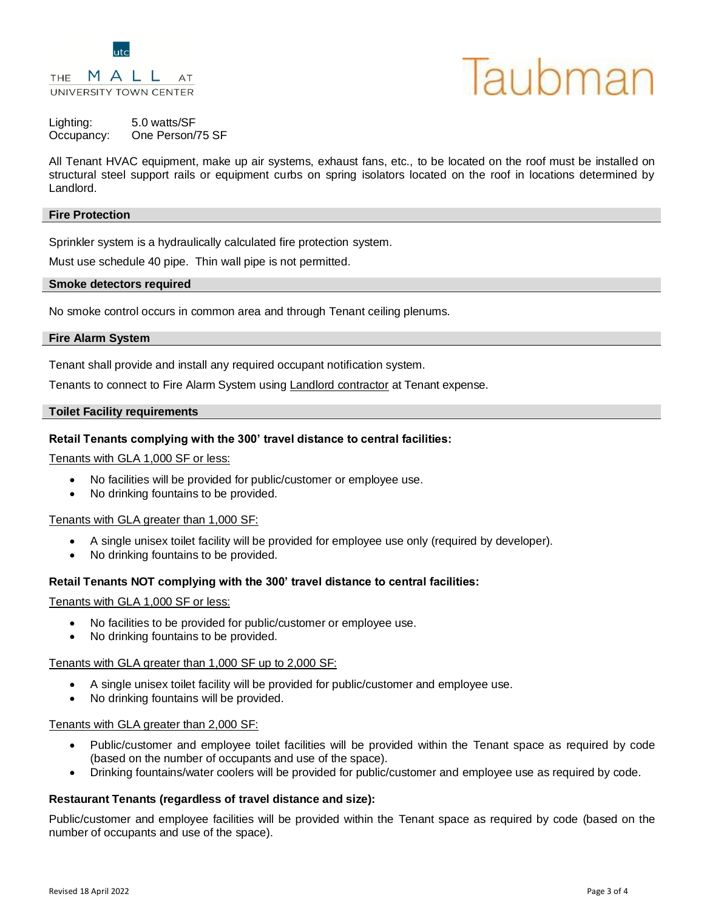Lighting: 5.0 watts/SF
Occupancy: One Person/75 SF

All Tenant HVAC equipment, make up air systems, exhaust fans, etc., to be located on the roof must be installed on structural steel support rails or equipment curbs on spring isolators located on the roof in locations determined by Landlord.

## Fire Protection

Sprinkler system is a hydraulically calculated fire protection system.

Must use schedule 40 pipe. Thin wall pipe is not permitted.

## Smoke detectors required

No smoke control occurs in common area and through Tenant ceiling plenums.

## Fire Alarm System

Tenant shall provide and install any required occupant notification system.

Tenants to connect to Fire Alarm System using Landlord contractor at Tenant expense.

## Toilet Facility requirements

**Retail Tenants complying with the 300' travel distance to central facilities:**

Tenants with GLA 1,000 SF or less:

- No facilities will be provided for public/customer or employee use.
- No drinking fountains to be provided.

Tenants with GLA greater than 1,000 SF:

- A single unisex toilet facility will be provided for employee use only (required by developer).
- No drinking fountains to be provided.

**Retail Tenants NOT complying with the 300' travel distance to central facilities:**

Tenants with GLA 1,000 SF or less:

- No facilities to be provided for public/customer or employee use.
- No drinking fountains to be provided.

Tenants with GLA greater than 1,000 SF up to 2,000 SF:

- A single unisex toilet facility will be provided for public/customer and employee use.
- No drinking fountains will be provided.

Tenants with GLA greater than 2,000 SF:

- Public/customer and employee toilet facilities will be provided within the Tenant space as required by code (based on the number of occupants and use of the space).
- Drinking fountains/water coolers will be provided for public/customer and employee use as required by code.

**Restaurant Tenants (regardless of travel distance and size):**

Public/customer and employee facilities will be provided within the Tenant space as required by code (based on the number of occupants and use of the space).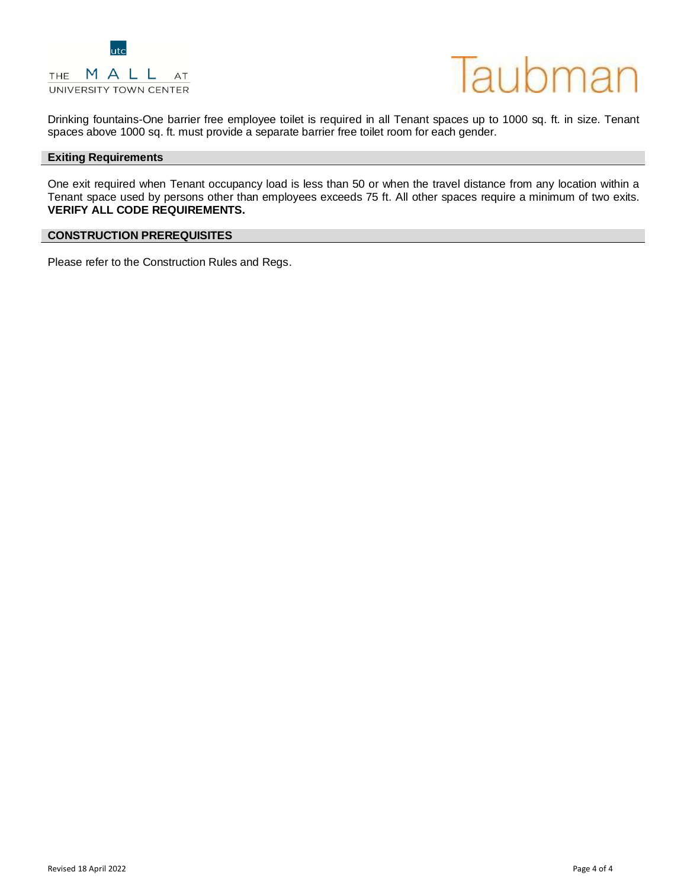Drinking fountains-One barrier free employee toilet is required in all Tenant spaces up to 1000 sq. ft. in size. Tenant spaces above 1000 sq. ft. must provide a separate barrier free toilet room for each gender.

## Exiting Requirements

One exit required when Tenant occupancy load is less than 50 or when the travel distance from any location within a Tenant space used by persons other than employees exceeds 75 ft. All other spaces require a minimum of two exits. **VERIFY ALL CODE REQUIREMENTS.**

## CONSTRUCTION PREREQUISITES

Please refer to the Construction Rules and Regs.